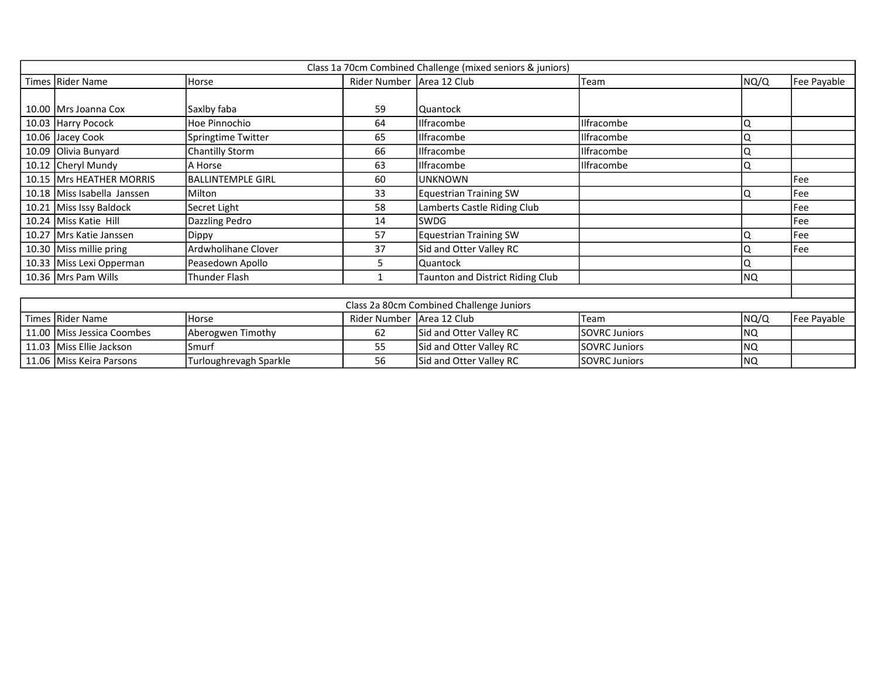## Class 1a 70cm Combined Challenge (mixed seniors & juniors)

| Times | Rider Name | Horse | Rider Number | Area 12 Club | Team | NQ/Q | Fee Payable |
|---|---|---|---|---|---|---|---|
| 10.00 | Mrs Joanna Cox | Saxlby faba | 59 | Quantock | | | |
| 10.03 | Harry Pocock | Hoe Pinnochio | 64 | Ilfracombe | Ilfracombe | Q | |
| 10.06 | Jacey Cook | Springtime Twitter | 65 | Ilfracombe | Ilfracombe | Q | |
| 10.09 | Olivia Bunyard | Chantilly Storm | 66 | Ilfracombe | Ilfracombe | Q | |
| 10.12 | Cheryl Mundy | A Horse | 63 | Ilfracombe | Ilfracombe | Q | |
| 10.15 | Mrs HEATHER MORRIS | BALLINTEMPLE GIRL | 60 | UNKNOWN | | | Fee |
| 10.18 | Miss Isabella Janssen | Milton | 33 | Equestrian Training SW | | Q | Fee |
| 10.21 | Miss Issy Baldock | Secret Light | 58 | Lamberts Castle Riding Club | | | Fee |
| 10.24 | Miss Katie Hill | Dazzling Pedro | 14 | SWDG | | | Fee |
| 10.27 | Mrs Katie Janssen | Dippy | 57 | Equestrian Training SW | | Q | Fee |
| 10.30 | Miss millie pring | Ardwholihane Clover | 37 | Sid and Otter Valley RC | | Q | Fee |
| 10.33 | Miss Lexi Opperman | Peasedown Apollo | 5 | Quantock | | Q | |
| 10.36 | Mrs Pam Wills | Thunder Flash | 1 | Taunton and District Riding Club | | NQ | |

## Class 2a 80cm Combined Challenge Juniors

| Times | Rider Name | Horse | Rider Number | Area 12 Club | Team | NQ/Q | Fee Payable |
|---|---|---|---|---|---|---|---|
| 11.00 | Miss Jessica Coombes | Aberogwen Timothy | 62 | Sid and Otter Valley RC | SOVRC Juniors | NQ | |
| 11.03 | Miss Ellie Jackson | Smurf | 55 | Sid and Otter Valley RC | SOVRC Juniors | NQ | |
| 11.06 | Miss Keira Parsons | Turloughrevagh Sparkle | 56 | Sid and Otter Valley RC | SOVRC Juniors | NQ | |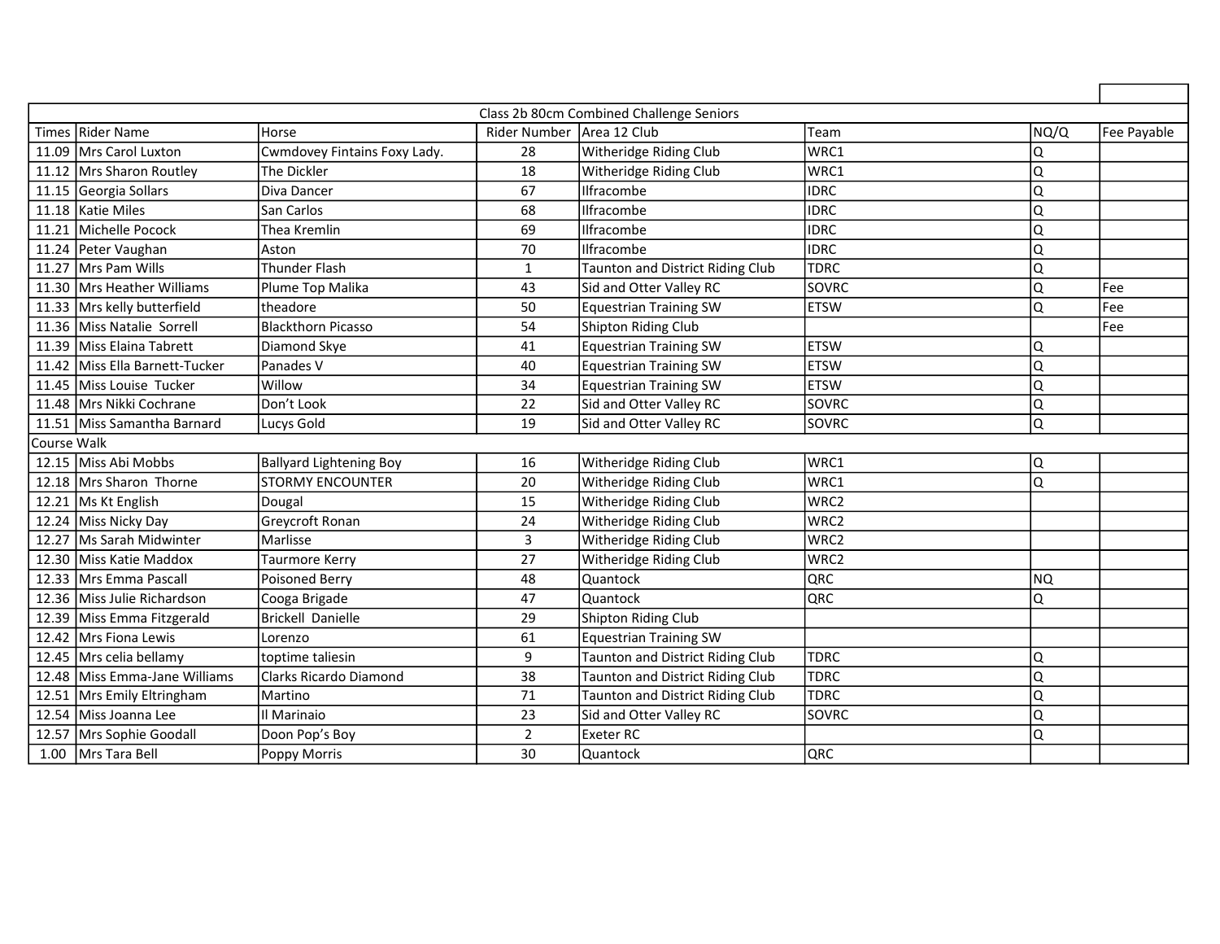| Class 2b 80cm Combined Challenge Seniors | | | | | | | |
|---|---|---|---|---|---|---|---|
| Times | Rider Name | Horse | Rider Number | Area 12 Club | Team | NQ/Q | Fee Payable |
| 11.09 | Mrs Carol Luxton | Cwmdovey Fintains Foxy Lady. | 28 | Witheridge Riding Club | WRC1 | Q | |
| 11.12 | Mrs Sharon Routley | The Dickler | 18 | Witheridge Riding Club | WRC1 | Q | |
| 11.15 | Georgia Sollars | Diva Dancer | 67 | Ilfracombe | IDRC | Q | |
| 11.18 | Katie Miles | San Carlos | 68 | Ilfracombe | IDRC | Q | |
| 11.21 | Michelle Pocock | Thea Kremlin | 69 | Ilfracombe | IDRC | Q | |
| 11.24 | Peter Vaughan | Aston | 70 | Ilfracombe | IDRC | Q | |
| 11.27 | Mrs Pam Wills | Thunder Flash | 1 | Taunton and District Riding Club | TDRC | Q | |
| 11.30 | Mrs Heather Williams | Plume Top Malika | 43 | Sid and Otter Valley RC | SOVRC | Q | Fee |
| 11.33 | Mrs kelly butterfield | theadore | 50 | Equestrian Training SW | ETSW | Q | Fee |
| 11.36 | Miss Natalie Sorrell | Blackthorn Picasso | 54 | Shipton Riding Club | | | Fee |
| 11.39 | Miss Elaina Tabrett | Diamond Skye | 41 | Equestrian Training SW | ETSW | Q | |
| 11.42 | Miss Ella Barnett-Tucker | Panades V | 40 | Equestrian Training SW | ETSW | Q | |
| 11.45 | Miss Louise Tucker | Willow | 34 | Equestrian Training SW | ETSW | Q | |
| 11.48 | Mrs Nikki Cochrane | Don't Look | 22 | Sid and Otter Valley RC | SOVRC | Q | |
| 11.51 | Miss Samantha Barnard | Lucys Gold | 19 | Sid and Otter Valley RC | SOVRC | Q | |
| Course Walk | | | | | | | |
| 12.15 | Miss Abi Mobbs | Ballyard Lightening Boy | 16 | Witheridge Riding Club | WRC1 | Q | |
| 12.18 | Mrs Sharon Thorne | STORMY ENCOUNTER | 20 | Witheridge Riding Club | WRC1 | Q | |
| 12.21 | Ms Kt English | Dougal | 15 | Witheridge Riding Club | WRC2 | | |
| 12.24 | Miss Nicky Day | Greycroft Ronan | 24 | Witheridge Riding Club | WRC2 | | |
| 12.27 | Ms Sarah Midwinter | Marlisse | 3 | Witheridge Riding Club | WRC2 | | |
| 12.30 | Miss Katie Maddox | Taurmore Kerry | 27 | Witheridge Riding Club | WRC2 | | |
| 12.33 | Mrs Emma Pascall | Poisoned Berry | 48 | Quantock | QRC | NQ | |
| 12.36 | Miss Julie Richardson | Cooga Brigade | 47 | Quantock | QRC | Q | |
| 12.39 | Miss Emma Fitzgerald | Brickell Danielle | 29 | Shipton Riding Club | | | |
| 12.42 | Mrs Fiona Lewis | Lorenzo | 61 | Equestrian Training SW | | | |
| 12.45 | Mrs celia bellamy | toptime taliesin | 9 | Taunton and District Riding Club | TDRC | Q | |
| 12.48 | Miss Emma-Jane Williams | Clarks Ricardo Diamond | 38 | Taunton and District Riding Club | TDRC | Q | |
| 12.51 | Mrs Emily Eltringham | Martino | 71 | Taunton and District Riding Club | TDRC | Q | |
| 12.54 | Miss Joanna Lee | Il Marinaio | 23 | Sid and Otter Valley RC | SOVRC | Q | |
| 12.57 | Mrs Sophie Goodall | Doon Pop's Boy | 2 | Exeter RC | | Q | |
| 1.00 | Mrs Tara Bell | Poppy Morris | 30 | Quantock | QRC | | |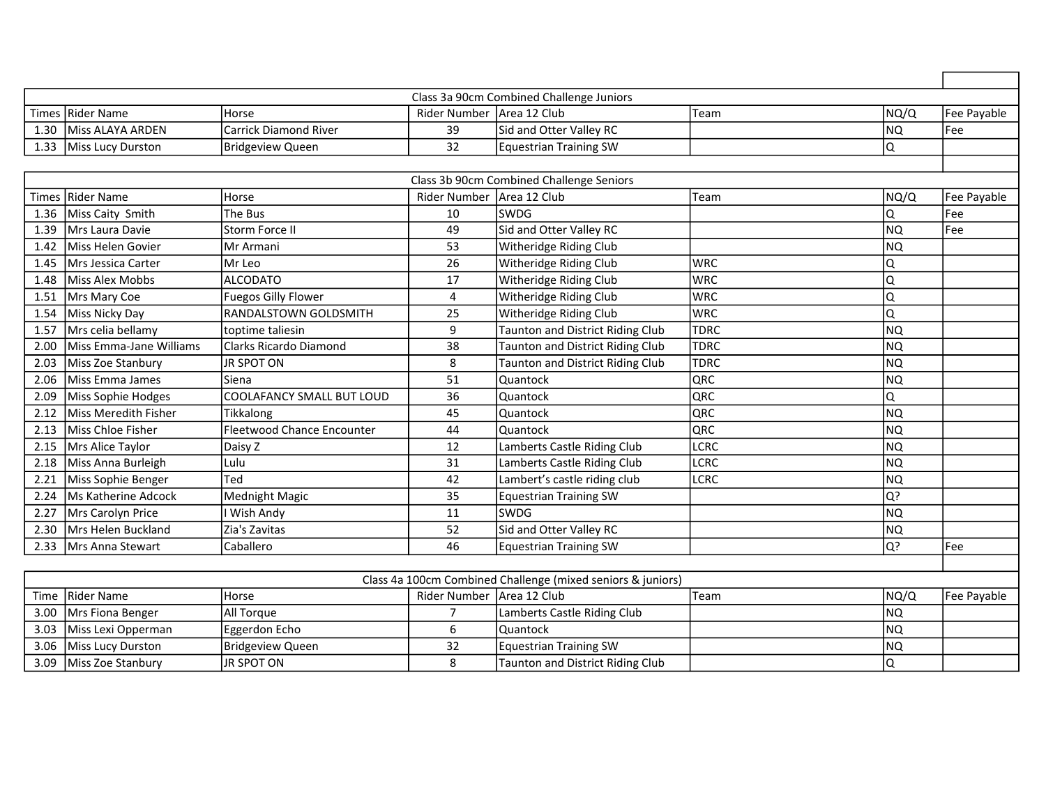| Class 3a 90cm Combined Challenge Juniors | | | | | | | |
|---|---|---|---|---|---|---|---|
| Times | Rider Name | Horse | Rider Number | Area 12 Club | Team | NQ/Q | Fee Payable |
| 1.30 | Miss ALAYA ARDEN | Carrick Diamond River | 39 | Sid and Otter Valley RC | | NQ | Fee |
| 1.33 | Miss Lucy Durston | Bridgeview Queen | 32 | Equestrian Training SW | | Q | |

| Class 3b 90cm Combined Challenge Seniors | | | | | | | |
|---|---|---|---|---|---|---|---|
| Times | Rider Name | Horse | Rider Number | Area 12 Club | Team | NQ/Q | Fee Payable |
| 1.36 | Miss Caity Smith | The Bus | 10 | SWDG | | Q | Fee |
| 1.39 | Mrs Laura Davie | Storm Force II | 49 | Sid and Otter Valley RC | | NQ | Fee |
| 1.42 | Miss Helen Govier | Mr Armani | 53 | Witheridge Riding Club | | NQ | |
| 1.45 | Mrs Jessica Carter | Mr Leo | 26 | Witheridge Riding Club | WRC | Q | |
| 1.48 | Miss Alex Mobbs | ALCODATO | 17 | Witheridge Riding Club | WRC | Q | |
| 1.51 | Mrs Mary Coe | Fuegos Gilly Flower | 4 | Witheridge Riding Club | WRC | Q | |
| 1.54 | Miss Nicky Day | RANDALSTOWN GOLDSMITH | 25 | Witheridge Riding Club | WRC | Q | |
| 1.57 | Mrs celia bellamy | toptime taliesin | 9 | Taunton and District Riding Club | TDRC | NQ | |
| 2.00 | Miss Emma-Jane Williams | Clarks Ricardo Diamond | 38 | Taunton and District Riding Club | TDRC | NQ | |
| 2.03 | Miss Zoe Stanbury | JR SPOT ON | 8 | Taunton and District Riding Club | TDRC | NQ | |
| 2.06 | Miss Emma James | Siena | 51 | Quantock | QRC | NQ | |
| 2.09 | Miss Sophie Hodges | COOLAFANCY SMALL BUT LOUD | 36 | Quantock | QRC | Q | |
| 2.12 | Miss Meredith Fisher | Tikkalong | 45 | Quantock | QRC | NQ | |
| 2.13 | Miss Chloe Fisher | Fleetwood Chance Encounter | 44 | Quantock | QRC | NQ | |
| 2.15 | Mrs Alice Taylor | Daisy Z | 12 | Lamberts Castle Riding Club | LCRC | NQ | |
| 2.18 | Miss Anna Burleigh | Lulu | 31 | Lamberts Castle Riding Club | LCRC | NQ | |
| 2.21 | Miss Sophie Benger | Ted | 42 | Lambert's castle riding club | LCRC | NQ | |
| 2.24 | Ms Katherine Adcock | Mednight Magic | 35 | Equestrian Training SW | | Q? | |
| 2.27 | Mrs Carolyn Price | I Wish Andy | 11 | SWDG | | NQ | |
| 2.30 | Mrs Helen Buckland | Zia's Zavitas | 52 | Sid and Otter Valley RC | | NQ | |
| 2.33 | Mrs Anna Stewart | Caballero | 46 | Equestrian Training SW | | Q? | Fee |

| Class 4a 100cm Combined Challenge (mixed seniors & juniors) | | | | | | | |
|---|---|---|---|---|---|---|---|
| Time | Rider Name | Horse | Rider Number | Area 12 Club | Team | NQ/Q | Fee Payable |
| 3.00 | Mrs Fiona Benger | All Torque | 7 | Lamberts Castle Riding Club | | NQ | |
| 3.03 | Miss Lexi Opperman | Eggerdon Echo | 6 | Quantock | | NQ | |
| 3.06 | Miss Lucy Durston | Bridgeview Queen | 32 | Equestrian Training SW | | NQ | |
| 3.09 | Miss Zoe Stanbury | JR SPOT ON | 8 | Taunton and District Riding Club | | Q | |